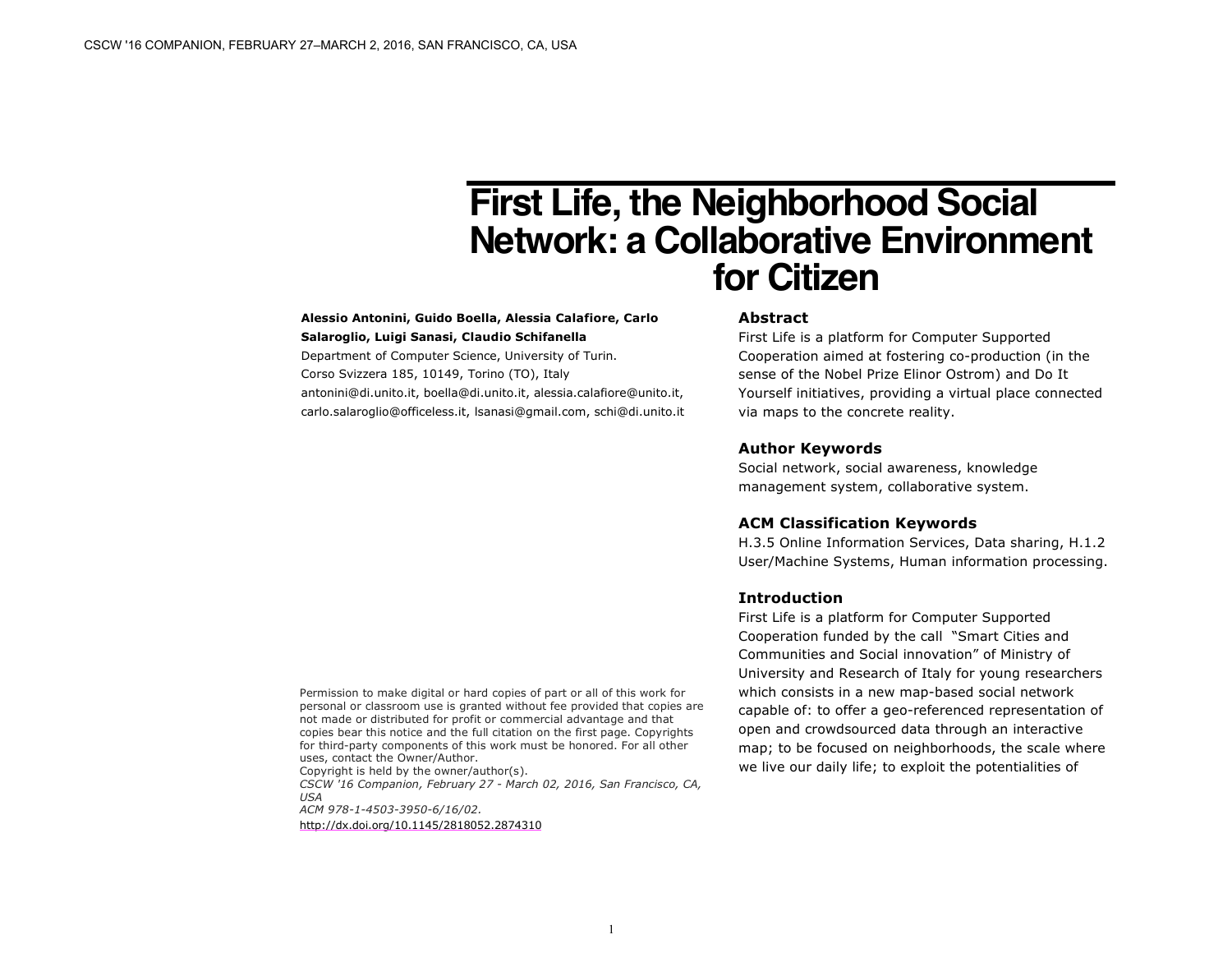# First Life, the Neighborhood Social Network: a Collaborative Environment for Citizen

**Alessio Antonini, Guido Boella, Alessia Calafiore, Carlo Salaroglio, Luigi Sanasi, Claudio Schifanella**

Department of Computer Science, University of Turin.
Corso Svizzera 185, 10149, Torino (TO), Italy
antonini@di.unito.it, boella@di.unito.it, alessia.calafiore@unito.it, carlo.salaroglio@officeless.it, lsanasi@gmail.com, schi@di.unito.it

Permission to make digital or hard copies of part or all of this work for personal or classroom use is granted without fee provided that copies are not made or distributed for profit or commercial advantage and that copies bear this notice and the full citation on the first page. Copyrights for third-party components of this work must be honored. For all other uses, contact the Owner/Author.
Copyright is held by the owner/author(s).
*CSCW '16 Companion, February 27 - March 02, 2016, San Francisco, CA, USA*
*ACM 978-1-4503-3950-6/16/02.*
http://dx.doi.org/10.1145/2818052.2874310

## Abstract

First Life is a platform for Computer Supported Cooperation aimed at fostering co-production (in the sense of the Nobel Prize Elinor Ostrom) and Do It Yourself initiatives, providing a virtual place connected via maps to the concrete reality.

## Author Keywords

Social network, social awareness, knowledge management system, collaborative system.

## ACM Classification Keywords

H.3.5 Online Information Services, Data sharing, H.1.2 User/Machine Systems, Human information processing.

## Introduction

First Life is a platform for Computer Supported Cooperation funded by the call "Smart Cities and Communities and Social innovation" of Ministry of University and Research of Italy for young researchers which consists in a new map-based social network capable of: to offer a geo-referenced representation of open and crowdsourced data through an interactive map; to be focused on neighborhoods, the scale where we live our daily life; to exploit the potentialities of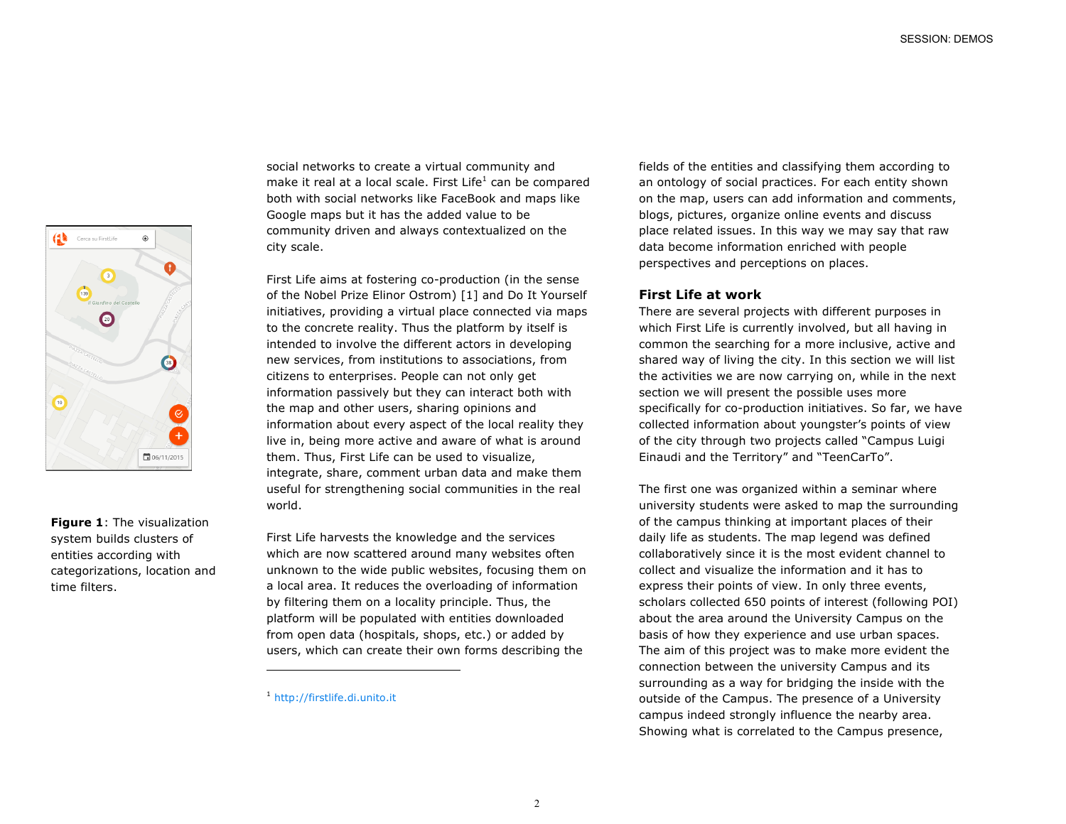**Figure 1**: The visualization system builds clusters of entities according with categorizations, location and time filters.

social networks to create a virtual community and make it real at a local scale. First Life[1] can be compared both with social networks like FaceBook and maps like Google maps but it has the added value to be community driven and always contextualized on the city scale.

First Life aims at fostering co-production (in the sense of the Nobel Prize Elinor Ostrom) [1] and Do It Yourself initiatives, providing a virtual place connected via maps to the concrete reality. Thus the platform by itself is intended to involve the different actors in developing new services, from institutions to associations, from citizens to enterprises. People can not only get information passively but they can interact both with the map and other users, sharing opinions and information about every aspect of the local reality they live in, being more active and aware of what is around them. Thus, First Life can be used to visualize, integrate, share, comment urban data and make them useful for strengthening social communities in the real world.

First Life harvests the knowledge and the services which are now scattered around many websites often unknown to the wide public websites, focusing them on a local area. It reduces the overloading of information by filtering them on a locality principle. Thus, the platform will be populated with entities downloaded from open data (hospitals, shops, etc.) or added by users, which can create their own forms describing the fields of the entities and classifying them according to an ontology of social practices. For each entity shown on the map, users can add information and comments, blogs, pictures, organize online events and discuss place related issues. In this way we may say that raw data become information enriched with people perspectives and perceptions on places.

[1] http://firstlife.di.unito.it

## First Life at work

There are several projects with different purposes in which First Life is currently involved, but all having in common the searching for a more inclusive, active and shared way of living the city. In this section we will list the activities we are now carrying on, while in the next section we will present the possible uses more specifically for co-production initiatives. So far, we have collected information about youngster's points of view of the city through two projects called "Campus Luigi Einaudi and the Territory" and "TeenCarTo".

The first one was organized within a seminar where university students were asked to map the surrounding of the campus thinking at important places of their daily life as students. The map legend was defined collaboratively since it is the most evident channel to collect and visualize the information and it has to express their points of view. In only three events, scholars collected 650 points of interest (following POI) about the area around the University Campus on the basis of how they experience and use urban spaces. The aim of this project was to make more evident the connection between the university Campus and its surrounding as a way for bridging the inside with the outside of the Campus. The presence of a University campus indeed strongly influence the nearby area. Showing what is correlated to the Campus presence,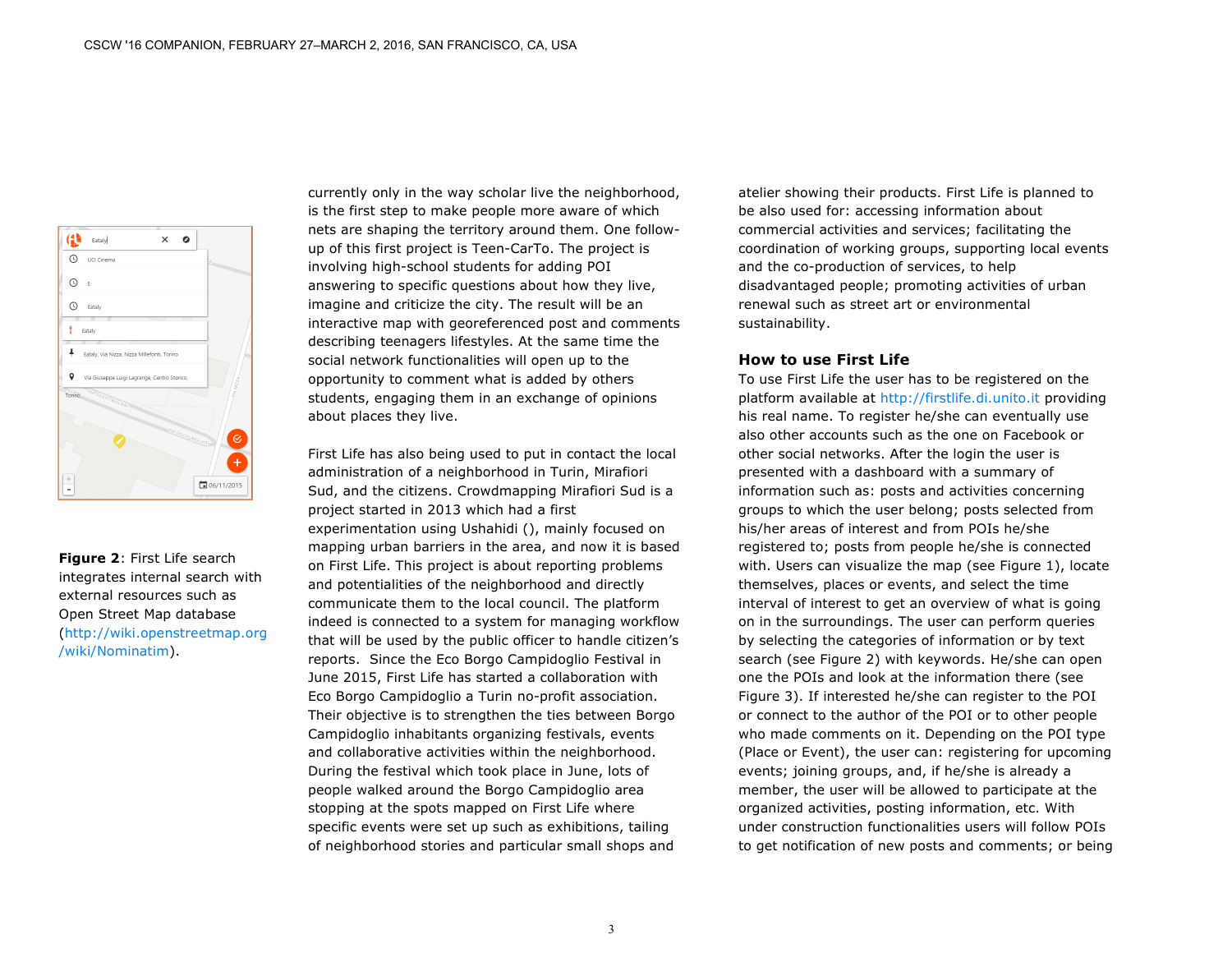**Figure 2**: First Life search integrates internal search with external resources such as Open Street Map database (http://wiki.openstreetmap.org/wiki/Nominatim).

currently only in the way scholar live the neighborhood, is the first step to make people more aware of which nets are shaping the territory around them. One follow-up of this first project is Teen-CarTo. The project is involving high-school students for adding POI answering to specific questions about how they live, imagine and criticize the city. The result will be an interactive map with georeferenced post and comments describing teenagers lifestyles. At the same time the social network functionalities will open up to the opportunity to comment what is added by others students, engaging them in an exchange of opinions about places they live.

First Life has also being used to put in contact the local administration of a neighborhood in Turin, Mirafiori Sud, and the citizens. Crowdmapping Mirafiori Sud is a project started in 2013 which had a first experimentation using Ushahidi (), mainly focused on mapping urban barriers in the area, and now it is based on First Life. This project is about reporting problems and potentialities of the neighborhood and directly communicate them to the local council. The platform indeed is connected to a system for managing workflow that will be used by the public officer to handle citizen's reports. Since the Eco Borgo Campidoglio Festival in June 2015, First Life has started a collaboration with Eco Borgo Campidoglio a Turin no-profit association. Their objective is to strengthen the ties between Borgo Campidoglio inhabitants organizing festivals, events and collaborative activities within the neighborhood. During the festival which took place in June, lots of people walked around the Borgo Campidoglio area stopping at the spots mapped on First Life where specific events were set up such as exhibitions, tailing of neighborhood stories and particular small shops and atelier showing their products. First Life is planned to be also used for: accessing information about commercial activities and services; facilitating the coordination of working groups, supporting local events and the co-production of services, to help disadvantaged people; promoting activities of urban renewal such as street art or environmental sustainability.

## How to use First Life

To use First Life the user has to be registered on the platform available at http://firstlife.di.unito.it providing his real name. To register he/she can eventually use also other accounts such as the one on Facebook or other social networks. After the login the user is presented with a dashboard with a summary of information such as: posts and activities concerning groups to which the user belong; posts selected from his/her areas of interest and from POIs he/she registered to; posts from people he/she is connected with. Users can visualize the map (see Figure 1), locate themselves, places or events, and select the time interval of interest to get an overview of what is going on in the surroundings. The user can perform queries by selecting the categories of information or by text search (see Figure 2) with keywords. He/she can open one the POIs and look at the information there (see Figure 3). If interested he/she can register to the POI or connect to the author of the POI or to other people who made comments on it. Depending on the POI type (Place or Event), the user can: registering for upcoming events; joining groups, and, if he/she is already a member, the user will be allowed to participate at the organized activities, posting information, etc. With under construction functionalities users will follow POIs to get notification of new posts and comments; or being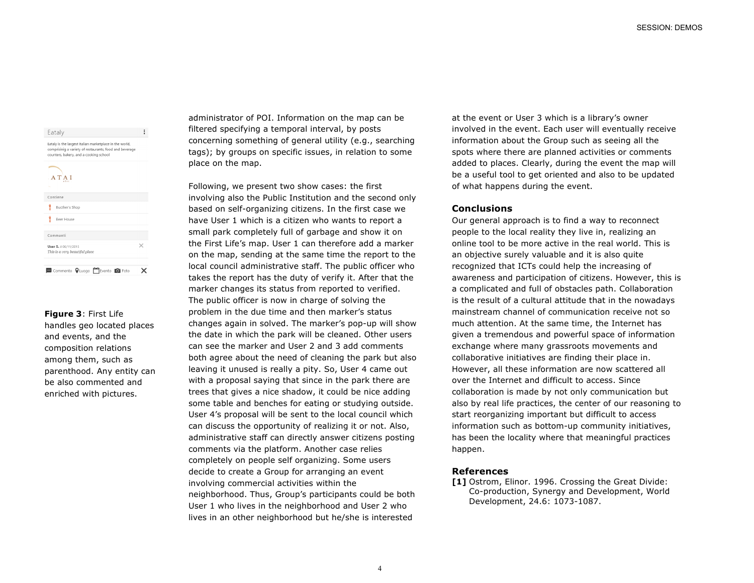administrator of POI. Information on the map can be filtered specifying a temporal interval, by posts concerning something of general utility (e.g., searching tags); by groups on specific issues, in relation to some place on the map.

Following, we present two show cases: the first involving also the Public Institution and the second only based on self-organizing citizens. In the first case we have User 1 which is a citizen who wants to report a small park completely full of garbage and show it on the First Life's map. User 1 can therefore add a marker on the map, sending at the same time the report to the local council administrative staff. The public officer who takes the report has the duty of verify it. After that the marker changes its status from reported to verified. The public officer is now in charge of solving the problem in the due time and then marker's status changes again in solved. The marker's pop-up will show the date in which the park will be cleaned. Other users can see the marker and User 2 and 3 add comments both agree about the need of cleaning the park but also leaving it unused is really a pity. So, User 4 came out with a proposal saying that since in the park there are trees that gives a nice shadow, it could be nice adding some table and benches for eating or studying outside. User 4's proposal will be sent to the local council which can discuss the opportunity of realizing it or not. Also, administrative staff can directly answer citizens posting comments via the platform. Another case relies completely on people self organizing. Some users decide to create a Group for arranging an event involving commercial activities within the neighborhood. Thus, Group's participants could be both User 1 who lives in the neighborhood and User 2 who lives in an other neighborhood but he/she is interested at the event or User 3 which is a library's owner involved in the event. Each user will eventually receive information about the Group such as seeing all the spots where there are planned activities or comments added to places. Clearly, during the event the map will be a useful tool to get oriented and also to be updated of what happens during the event.

**Figure 3**: First Life handles geo located places and events, and the composition relations among them, such as parenthood. Any entity can be also commented and enriched with pictures.

## Conclusions

Our general approach is to find a way to reconnect people to the local reality they live in, realizing an online tool to be more active in the real world. This is an objective surely valuable and it is also quite recognized that ICTs could help the increasing of awareness and participation of citizens. However, this is a complicated and full of obstacles path. Collaboration is the result of a cultural attitude that in the nowadays mainstream channel of communication receive not so much attention. At the same time, the Internet has given a tremendous and powerful space of information exchange where many grassroots movements and collaborative initiatives are finding their place in. However, all these information are now scattered all over the Internet and difficult to access. Since collaboration is made by not only communication but also by real life practices, the center of our reasoning to start reorganizing important but difficult to access information such as bottom-up community initiatives, has been the locality where that meaningful practices happen.

## References

**[1]** Ostrom, Elinor. 1996. Crossing the Great Divide: Co-production, Synergy and Development, World Development, 24.6: 1073-1087.